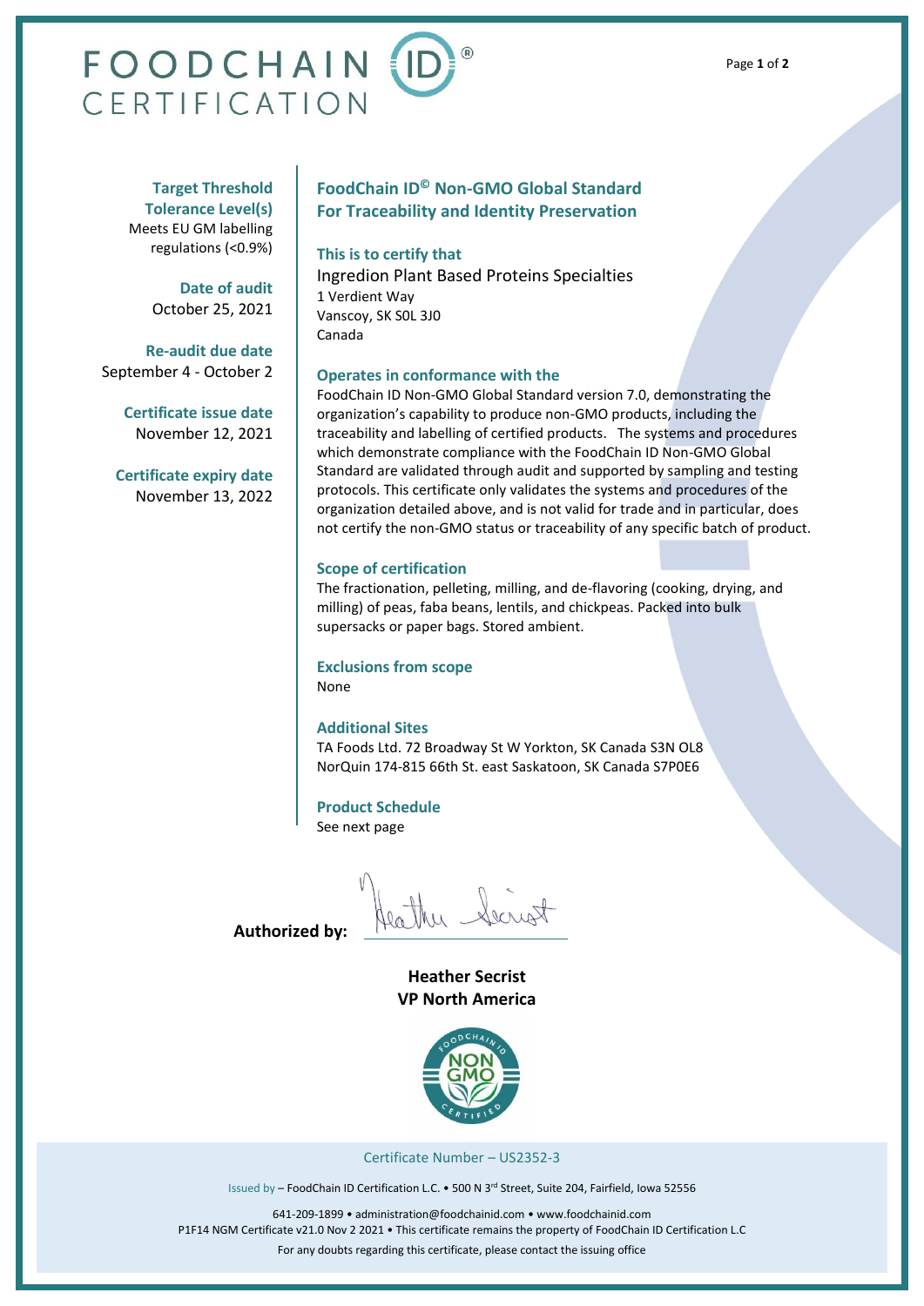# FOODCHAIN ID® CERTIFICATION

**Target Threshold Tolerance Level(s)**
Meets EU GM labelling regulations (<0.9%)

**Date of audit**
October 25, 2021

**Re-audit due date**
September 4 - October 2

**Certificate issue date**
November 12, 2021

**Certificate expiry date**
November 13, 2022

## FoodChain ID© Non-GMO Global Standard For Traceability and Identity Preservation

### This is to certify that

Ingredion Plant Based Proteins Specialties
1 Verdient Way
Vanscoy, SK S0L 3J0
Canada

### Operates in conformance with the

FoodChain ID Non-GMO Global Standard version 7.0, demonstrating the organization's capability to produce non-GMO products, including the traceability and labelling of certified products. The systems and procedures which demonstrate compliance with the FoodChain ID Non-GMO Global Standard are validated through audit and supported by sampling and testing protocols. This certificate only validates the systems and procedures of the organization detailed above, and is not valid for trade and in particular, does not certify the non-GMO status or traceability of any specific batch of product.

### Scope of certification

The fractionation, pelleting, milling, and de-flavoring (cooking, drying, and milling) of peas, faba beans, lentils, and chickpeas. Packed into bulk supersacks or paper bags. Stored ambient.

### Exclusions from scope

None

### Additional Sites

TA Foods Ltd. 72 Broadway St W Yorkton, SK Canada S3N OL8
NorQuin 174-815 66th St. east Saskatoon, SK Canada S7P0E6

### Product Schedule

See next page

**Authorized by:**

**Heather Secrist**
**VP North America**

NON GMO — FOODCHAIN ID CERTIFIED

Certificate Number – US2352-3

Issued by – FoodChain ID Certification L.C. • 500 N 3rd Street, Suite 204, Fairfield, Iowa 52556

641-209-1899 • administration@foodchainid.com • www.foodchainid.com
P1F14 NGM Certificate v21.0 Nov 2 2021 • This certificate remains the property of FoodChain ID Certification L.C
For any doubts regarding this certificate, please contact the issuing office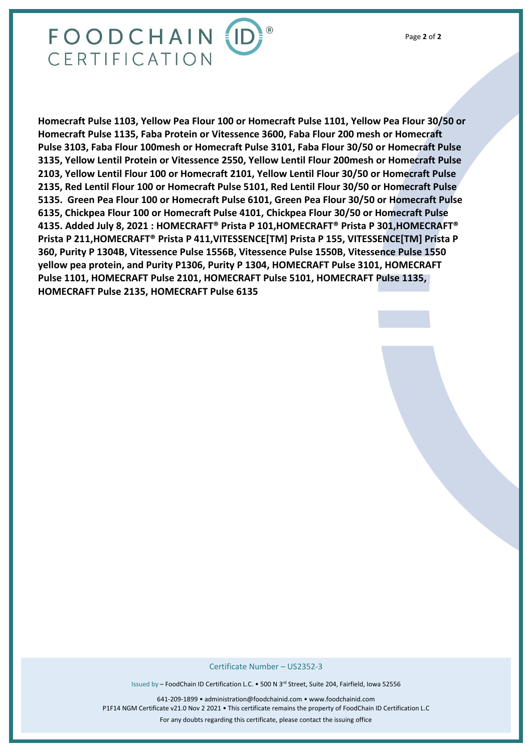**Homecraft Pulse 1103, Yellow Pea Flour 100 or Homecraft Pulse 1101, Yellow Pea Flour 30/50 or Homecraft Pulse 1135, Faba Protein or Vitessence 3600, Faba Flour 200 mesh or Homecraft Pulse 3103, Faba Flour 100mesh or Homecraft Pulse 3101, Faba Flour 30/50 or Homecraft Pulse 3135, Yellow Lentil Protein or Vitessence 2550, Yellow Lentil Flour 200mesh or Homecraft Pulse 2103, Yellow Lentil Flour 100 or Homecraft 2101, Yellow Lentil Flour 30/50 or Homecraft Pulse 2135, Red Lentil Flour 100 or Homecraft Pulse 5101, Red Lentil Flour 30/50 or Homecraft Pulse 5135. Green Pea Flour 100 or Homecraft Pulse 6101, Green Pea Flour 30/50 or Homecraft Pulse 6135, Chickpea Flour 100 or Homecraft Pulse 4101, Chickpea Flour 30/50 or Homecraft Pulse 4135. Added July 8, 2021 : HOMECRAFT® Prista P 101,HOMECRAFT® Prista P 301,HOMECRAFT® Prista P 211,HOMECRAFT® Prista P 411,VITESSENCE[TM] Prista P 155, VITESSENCE[TM] Prista P 360, Purity P 1304B, Vitessence Pulse 1556B, Vitessence Pulse 1550B, Vitessence Pulse 1550 yellow pea protein, and Purity P1306, Purity P 1304, HOMECRAFT Pulse 3101, HOMECRAFT Pulse 1101, HOMECRAFT Pulse 2101, HOMECRAFT Pulse 5101, HOMECRAFT Pulse 1135, HOMECRAFT Pulse 2135, HOMECRAFT Pulse 6135**

Certificate Number – US2352-3

Issued by – FoodChain ID Certification L.C. • 500 N 3rd Street, Suite 204, Fairfield, Iowa 52556

641-209-1899 • administration@foodchainid.com • www.foodchainid.com

P1F14 NGM Certificate v21.0 Nov 2 2021 • This certificate remains the property of FoodChain ID Certification L.C

For any doubts regarding this certificate, please contact the issuing office